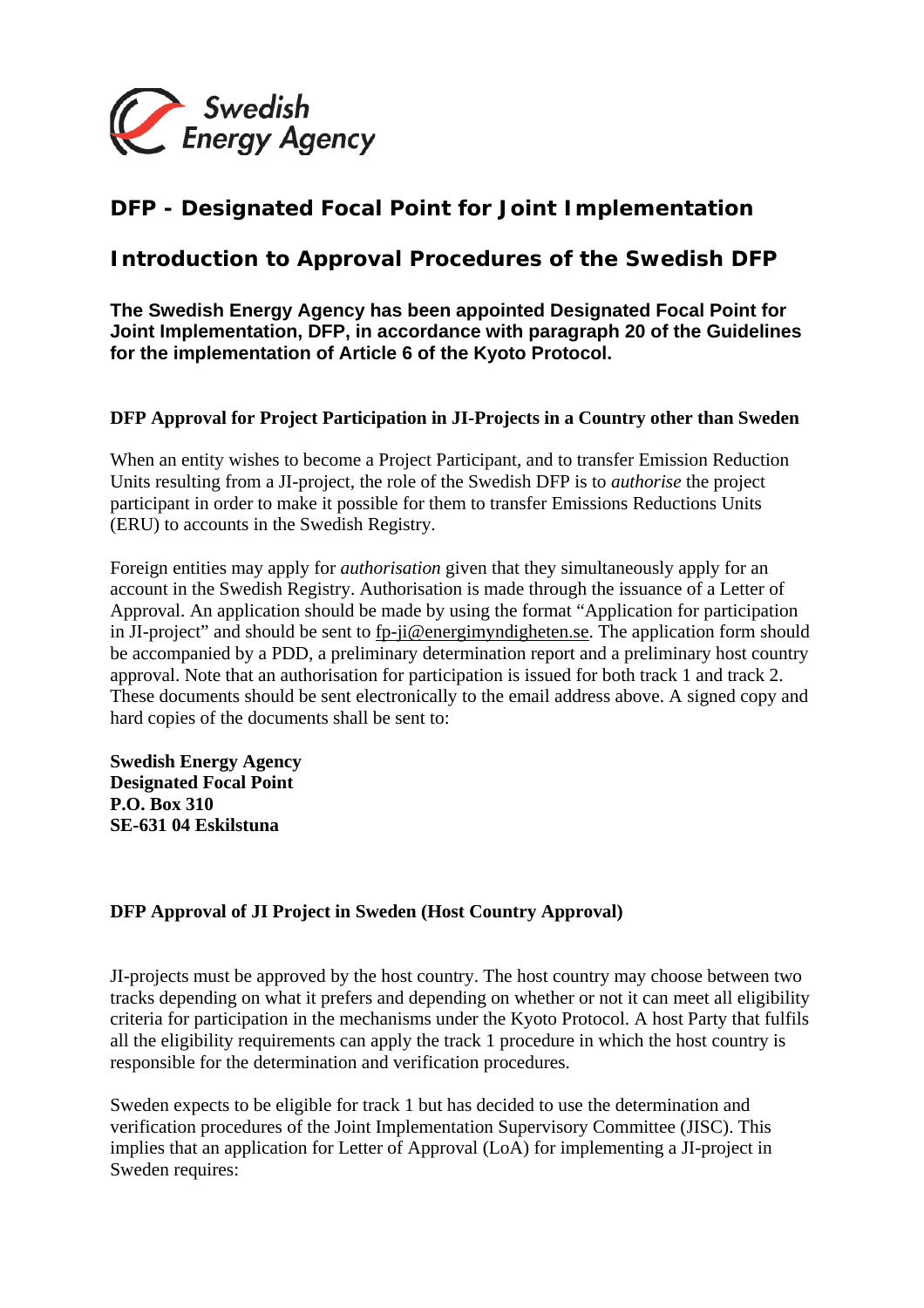Swedish Energy Agency

# DFP - Designated Focal Point for Joint Implementation

## Introduction to Approval Procedures of the Swedish DFP

**The Swedish Energy Agency has been appointed Designated Focal Point for Joint Implementation, DFP, in accordance with paragraph 20 of the Guidelines for the implementation of Article 6 of the Kyoto Protocol.**

### DFP Approval for Project Participation in JI-Projects in a Country other than Sweden

When an entity wishes to become a Project Participant, and to transfer Emission Reduction Units resulting from a JI-project, the role of the Swedish DFP is to *authorise* the project participant in order to make it possible for them to transfer Emissions Reductions Units (ERU) to accounts in the Swedish Registry.

Foreign entities may apply for *authorisation* given that they simultaneously apply for an account in the Swedish Registry. Authorisation is made through the issuance of a Letter of Approval. An application should be made by using the format "Application for participation in JI-project" and should be sent to fp-ji@energimyndigheten.se. The application form should be accompanied by a PDD, a preliminary determination report and a preliminary host country approval. Note that an authorisation for participation is issued for both track 1 and track 2. These documents should be sent electronically to the email address above. A signed copy and hard copies of the documents shall be sent to:

**Swedish Energy Agency**
**Designated Focal Point**
**P.O. Box 310**
**SE-631 04 Eskilstuna**

### DFP Approval of JI Project in Sweden (Host Country Approval)

JI-projects must be approved by the host country. The host country may choose between two tracks depending on what it prefers and depending on whether or not it can meet all eligibility criteria for participation in the mechanisms under the Kyoto Protocol. A host Party that fulfils all the eligibility requirements can apply the track 1 procedure in which the host country is responsible for the determination and verification procedures.

Sweden expects to be eligible for track 1 but has decided to use the determination and verification procedures of the Joint Implementation Supervisory Committee (JISC). This implies that an application for Letter of Approval (LoA) for implementing a JI-project in Sweden requires: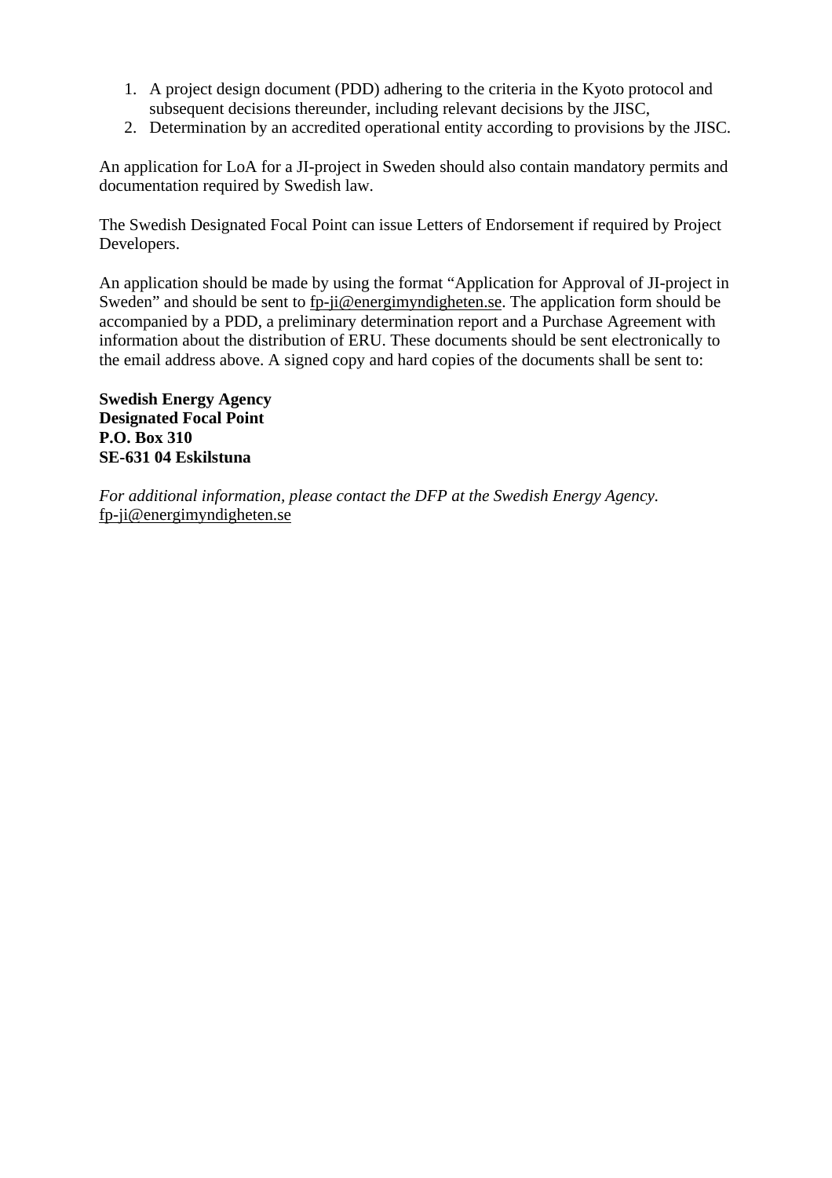1. A project design document (PDD) adhering to the criteria in the Kyoto protocol and subsequent decisions thereunder, including relevant decisions by the JISC,
2. Determination by an accredited operational entity according to provisions by the JISC.

An application for LoA for a JI-project in Sweden should also contain mandatory permits and documentation required by Swedish law.

The Swedish Designated Focal Point can issue Letters of Endorsement if required by Project Developers.

An application should be made by using the format "Application for Approval of JI-project in Sweden" and should be sent to fp-ji@energimyndigheten.se. The application form should be accompanied by a PDD, a preliminary determination report and a Purchase Agreement with information about the distribution of ERU. These documents should be sent electronically to the email address above. A signed copy and hard copies of the documents shall be sent to:

**Swedish Energy Agency**
**Designated Focal Point**
**P.O. Box 310**
**SE-631 04 Eskilstuna**

*For additional information, please contact the DFP at the Swedish Energy Agency.*
fp-ji@energimyndigheten.se